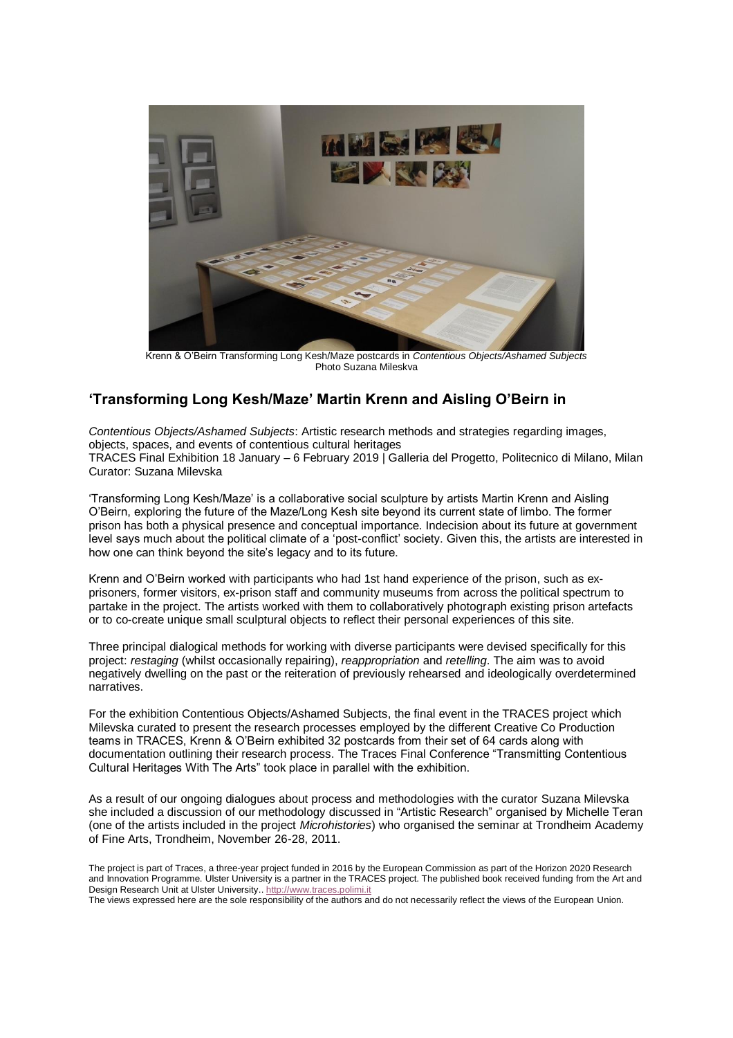Krenn & O'Beirn Transforming Long Kesh/Maze postcards in *Contentious Objects/Ashamed Subjects*
Photo Suzana Mileskva

## 'Transforming Long Kesh/Maze' Martin Krenn and Aisling O'Beirn in

*Contentious Objects/Ashamed Subjects*: Artistic research methods and strategies regarding images, objects, spaces, and events of contentious cultural heritages
TRACES Final Exhibition 18 January – 6 February 2019 | Galleria del Progetto, Politecnico di Milano, Milan
Curator: Suzana Milevska

'Transforming Long Kesh/Maze' is a collaborative social sculpture by artists Martin Krenn and Aisling O'Beirn, exploring the future of the Maze/Long Kesh site beyond its current state of limbo. The former prison has both a physical presence and conceptual importance. Indecision about its future at government level says much about the political climate of a 'post-conflict' society. Given this, the artists are interested in how one can think beyond the site's legacy and to its future.

Krenn and O'Beirn worked with participants who had 1st hand experience of the prison, such as ex-prisoners, former visitors, ex-prison staff and community museums from across the political spectrum to partake in the project. The artists worked with them to collaboratively photograph existing prison artefacts or to co-create unique small sculptural objects to reflect their personal experiences of this site.

Three principal dialogical methods for working with diverse participants were devised specifically for this project: *restaging* (whilst occasionally repairing), *reappropriation* and *retelling*. The aim was to avoid negatively dwelling on the past or the reiteration of previously rehearsed and ideologically overdetermined narratives.

For the exhibition Contentious Objects/Ashamed Subjects, the final event in the TRACES project which Milevska curated to present the research processes employed by the different Creative Co Production teams in TRACES, Krenn & O'Beirn exhibited 32 postcards from their set of 64 cards along with documentation outlining their research process. The Traces Final Conference "Transmitting Contentious Cultural Heritages With The Arts" took place in parallel with the exhibition.

As a result of our ongoing dialogues about process and methodologies with the curator Suzana Milevska she included a discussion of our methodology discussed in "Artistic Research" organised by Michelle Teran (one of the artists included in the project *Microhistories*) who organised the seminar at Trondheim Academy of Fine Arts, Trondheim, November 26-28, 2011.

The project is part of Traces, a three-year project funded in 2016 by the European Commission as part of the Horizon 2020 Research and Innovation Programme. Ulster University is a partner in the TRACES project. The published book received funding from the Art and Design Research Unit at Ulster University.. http://www.traces.polimi.it
The views expressed here are the sole responsibility of the authors and do not necessarily reflect the views of the European Union.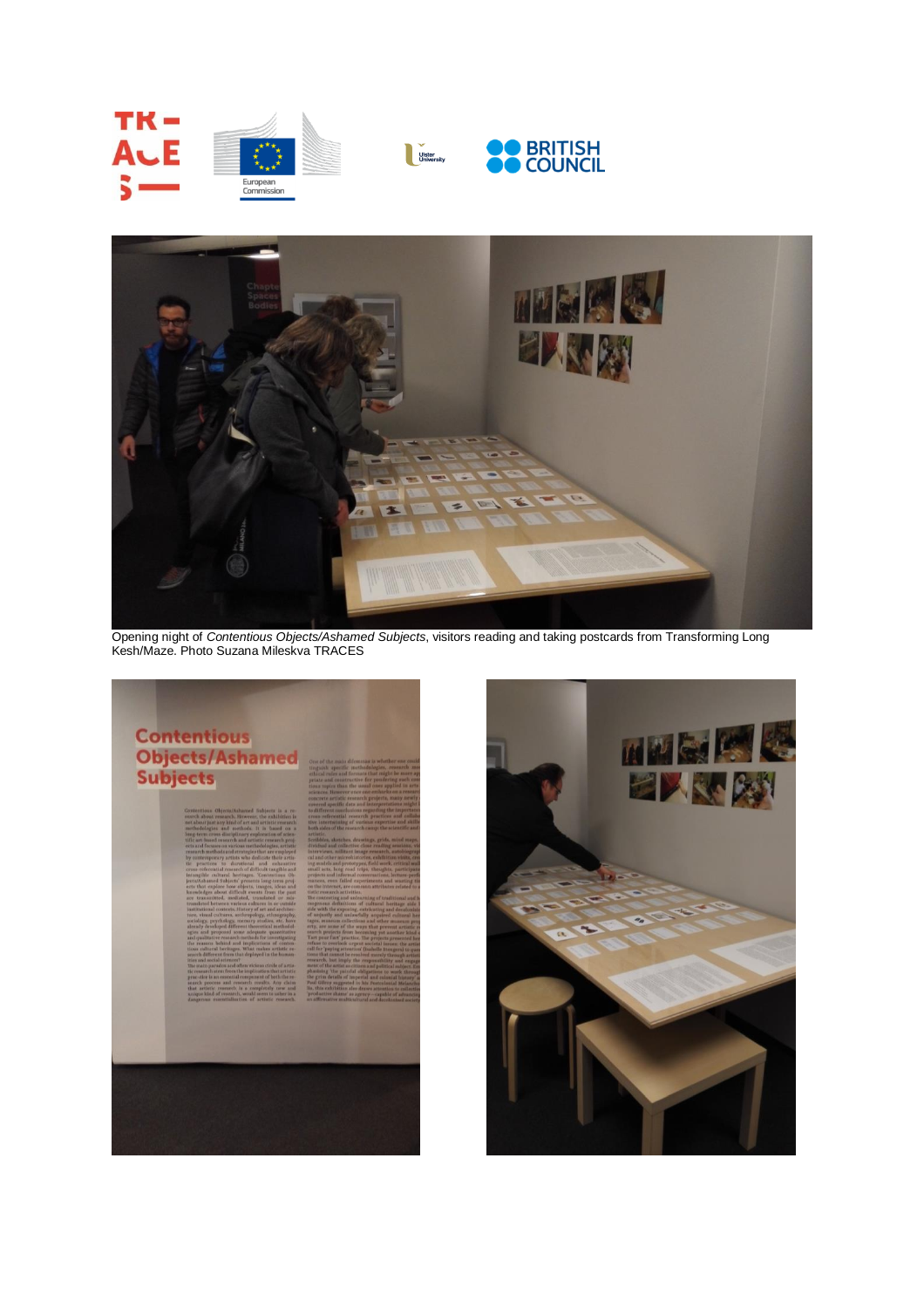Opening night of *Contentious Objects/Ashamed Subjects*, visitors reading and taking postcards from Transforming Long Kesh/Maze. Photo Suzana Mileskva TRACES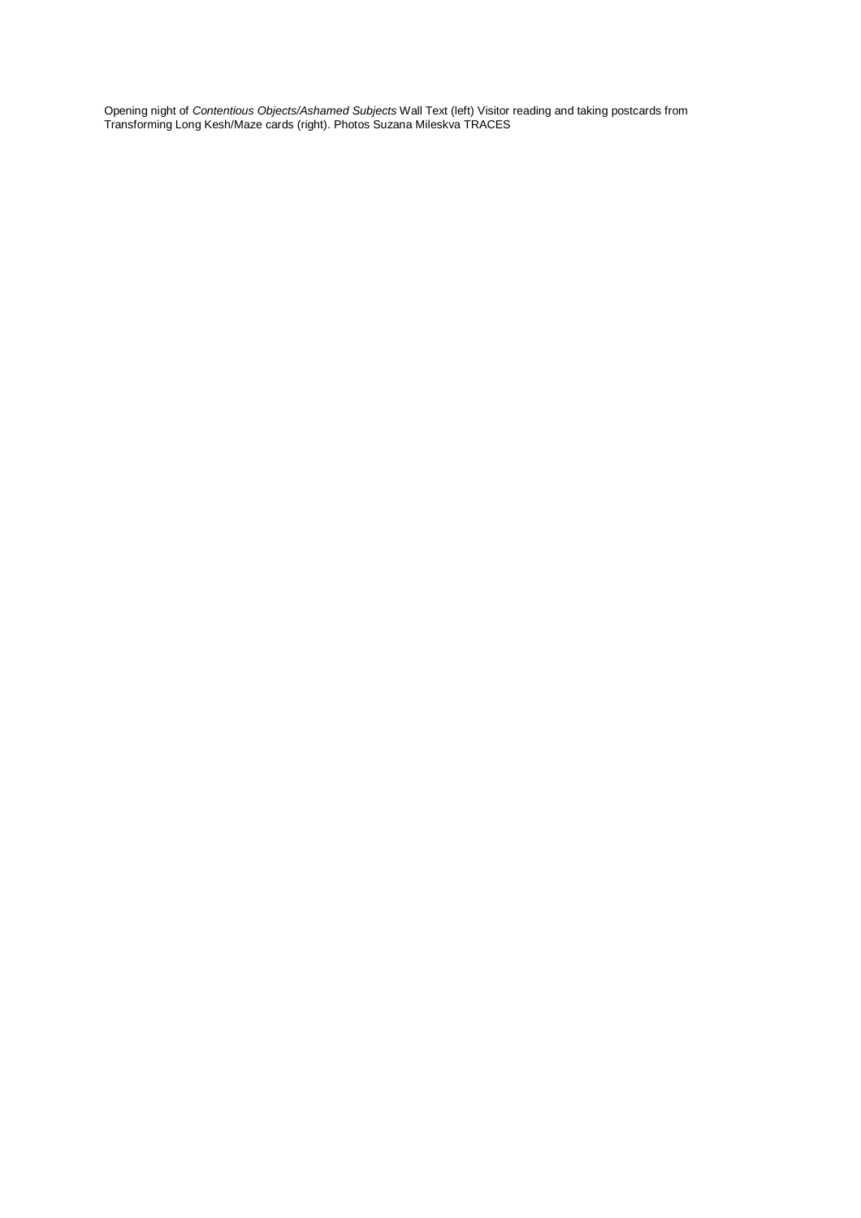Opening night of *Contentious Objects/Ashamed Subjects* Wall Text (left) Visitor reading and taking postcards from Transforming Long Kesh/Maze cards (right). Photos Suzana Mileskva TRACES